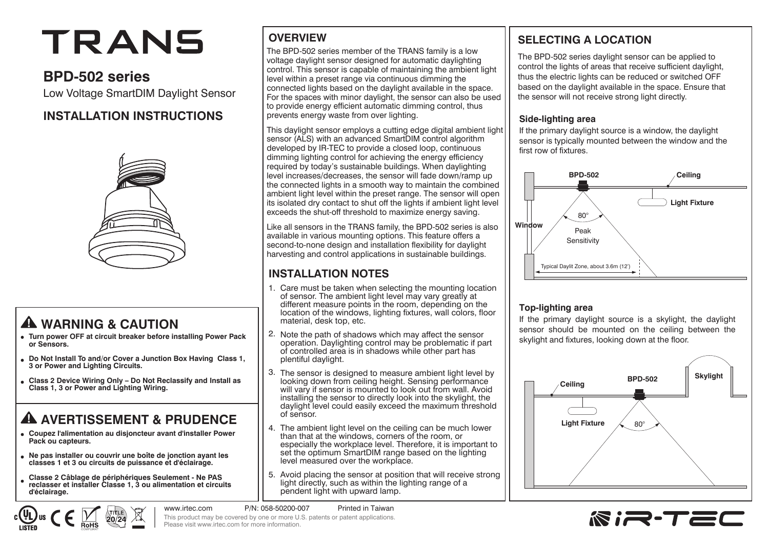# TRANS

## BPD-502 series

Low Voltage SmartDIM Daylight Sensor

## INSTALLATION INSTRUCTIONS

## ⚠ WARNING & CAUTION

- **Turn power OFF at circuit breaker before installing Power Pack or Sensors.**
- **Do Not Install To and/or Cover a Junction Box Having Class 1, 3 or Power and Lighting Circuits.**
- **Class 2 Device Wiring Only – Do Not Reclassify and Install as Class 1, 3 or Power and Lighting Wiring.**

## ⚠ AVERTISSEMENT & PRUDENCE

- **Coupez l'alimentation au disjoncteur avant d'installer Power Pack ou capteurs.**
- **Ne pas installer ou couvrir une boîte de jonction ayant les classes 1 et 3 ou circuits de puissance et d'éclairage.**
- **Classe 2 Câblage de périphériques Seulement - Ne PAS reclasser et installer Classe 1, 3 ou alimentation et circuits d'éclairage.**

## OVERVIEW

The BPD-502 series member of the TRANS family is a low voltage daylight sensor designed for automatic daylighting control. This sensor is capable of maintaining the ambient light level within a preset range via continuous dimming the connected lights based on the daylight available in the space. For the spaces with minor daylight, the sensor can also be used to provide energy efficient automatic dimming control, thus prevents energy waste from over lighting.

This daylight sensor employs a cutting edge digital ambient light sensor (ALS) with an advanced SmartDIM control algorithm developed by IR-TEC to provide a closed loop, continuous dimming lighting control for achieving the energy efficiency required by today's sustainable buildings. When daylighting level increases/decreases, the sensor will fade down/ramp up the connected lights in a smooth way to maintain the combined ambient light level within the preset range. The sensor will open its isolated dry contact to shut off the lights if ambient light level exceeds the shut-off threshold to maximize energy saving.

Like all sensors in the TRANS family, the BPD-502 series is also available in various mounting options. This feature offers a second-to-none design and installation flexibility for daylight harvesting and control applications in sustainable buildings.

## INSTALLATION NOTES

1. Care must be taken when selecting the mounting location of sensor. The ambient light level may vary greatly at different measure points in the room, depending on the location of the windows, lighting fixtures, wall colors, floor material, desk top, etc.
2. Note the path of shadows which may affect the sensor operation. Daylighting control may be problematic if part of controlled area is in shadows while other part has plentiful daylight.
3. The sensor is designed to measure ambient light level by looking down from ceiling height. Sensing performance will vary if sensor is mounted to look out from wall. Avoid installing the sensor to directly look into the skylight, the daylight level could easily exceed the maximum threshold of sensor.
4. The ambient light level on the ceiling can be much lower than that at the windows, corners of the room, or especially the workplace level. Therefore, it is important to set the optimum SmartDIM range based on the lighting level measured over the workplace.
5. Avoid placing the sensor at position that will receive strong light directly, such as within the lighting range of a pendent light with upward lamp.

## SELECTING A LOCATION

The BPD-502 series daylight sensor can be applied to control the lights of areas that receive sufficient daylight, thus the electric lights can be reduced or switched OFF based on the daylight available in the space. Ensure that the sensor will not receive strong light directly.

### Side-lighting area

If the primary daylight source is a window, the daylight sensor is typically mounted between the window and the first row of fixtures.

BPD-502 · Ceiling · Light Fixture · Window · 80° · Peak Sensitivity · Typical Daylit Zone, about 3.6m (12')

### Top-lighting area

If the primary daylight source is a skylight, the daylight sensor should be mounted on the ceiling between the skylight and fixtures, looking down at the floor.

Ceiling · BPD-502 · Skylight · Light Fixture · 80°

www.irtec.com P/N: 058-50200-007 Printed in Taiwan

This product may be covered by one or more U.S. patents or patent applications. Please visit www.irtec.com for more information.

IR-TEC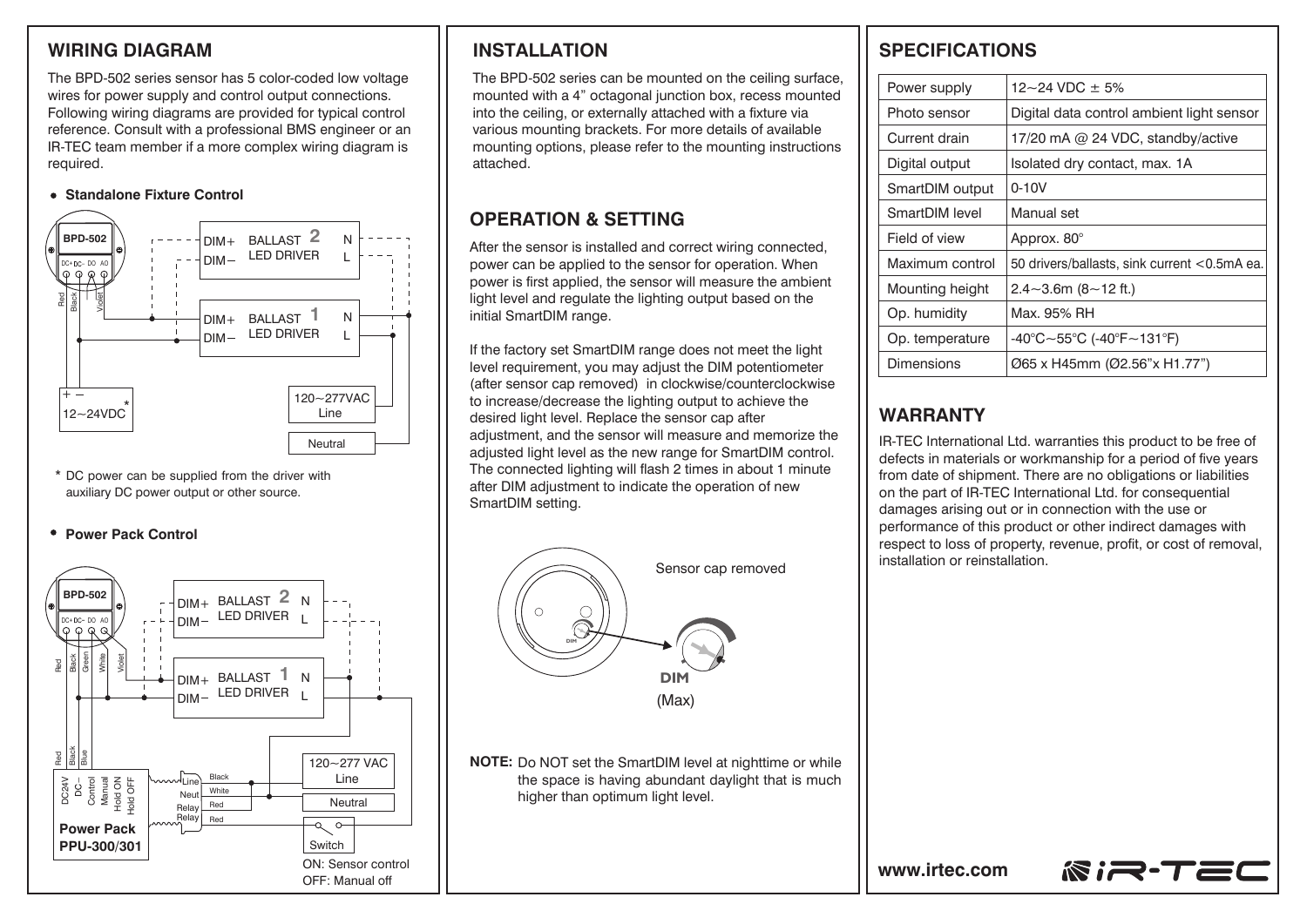## WIRING DIAGRAM

The BPD-502 series sensor has 5 color-coded low voltage wires for power supply and control output connections. Following wiring diagrams are provided for typical control reference. Consult with a professional BMS engineer or an IR-TEC team member if a more complex wiring diagram is required.

- **Standalone Fixture Control**

BPD-502
DC+ DC- DO AO
Red
Black
Violet
DIM+ DIM− BALLAST 2 LED DRIVER N L
DIM+ DIM− BALLAST 1 LED DRIVER N L
+ −
12~24VDC *
120~277VAC Line
Neutral

\* DC power can be supplied from the driver with auxiliary DC power output or other source.

- **Power Pack Control**

BPD-502
DC+ DC- DO AO
Red
Black
Green
White
Violet
DIM+ DIM− BALLAST 2 LED DRIVER N L
DIM+ DIM− BALLAST 1 LED DRIVER N L
Red
Black
Blue
DC24V
DC−
Control
Manual Hold ON
Hold OFF
Line
Neut
Relay
Relay
Black
White
Red
Red
120~277 VAC Line
Neutral
Switch
Power Pack PPU-300/301
ON: Sensor control
OFF: Manual off

## INSTALLATION

The BPD-502 series can be mounted on the ceiling surface, mounted with a 4" octagonal junction box, recess mounted into the ceiling, or externally attached with a fixture via various mounting brackets. For more details of available mounting options, please refer to the mounting instructions attached.

## OPERATION & SETTING

After the sensor is installed and correct wiring connected, power can be applied to the sensor for operation. When power is first applied, the sensor will measure the ambient light level and regulate the lighting output based on the initial SmartDIM range.

If the factory set SmartDIM range does not meet the light level requirement, you may adjust the DIM potentiometer (after sensor cap removed) in clockwise/counterclockwise to increase/decrease the lighting output to achieve the desired light level. Replace the sensor cap after adjustment, and the sensor will measure and memorize the adjusted light level as the new range for SmartDIM control. The connected lighting will flash 2 times in about 1 minute after DIM adjustment to indicate the operation of new SmartDIM setting.

Sensor cap removed
DIM
DIM
(Max)

**NOTE:** Do NOT set the SmartDIM level at nighttime or while the space is having abundant daylight that is much higher than optimum light level.

## SPECIFICATIONS

| | |
|---|---|
| Power supply | 12~24 VDC ± 5% |
| Photo sensor | Digital data control ambient light sensor |
| Current drain | 17/20 mA @ 24 VDC, standby/active |
| Digital output | Isolated dry contact, max. 1A |
| SmartDIM output | 0-10V |
| SmartDIM level | Manual set |
| Field of view | Approx. 80° |
| Maximum control | 50 drivers/ballasts, sink current <0.5mA ea. |
| Mounting height | 2.4~3.6m (8~12 ft.) |
| Op. humidity | Max. 95% RH |
| Op. temperature | -40°C~55°C (-40°F~131°F) |
| Dimensions | Ø65 x H45mm (Ø2.56"x H1.77") |

## WARRANTY

IR-TEC International Ltd. warranties this product to be free of defects in materials or workmanship for a period of five years from date of shipment. There are no obligations or liabilities on the part of IR-TEC International Ltd. for consequential damages arising out or in connection with the use or performance of this product or other indirect damages with respect to loss of property, revenue, profit, or cost of removal, installation or reinstallation.

**www.irtec.com**

IR-TEC